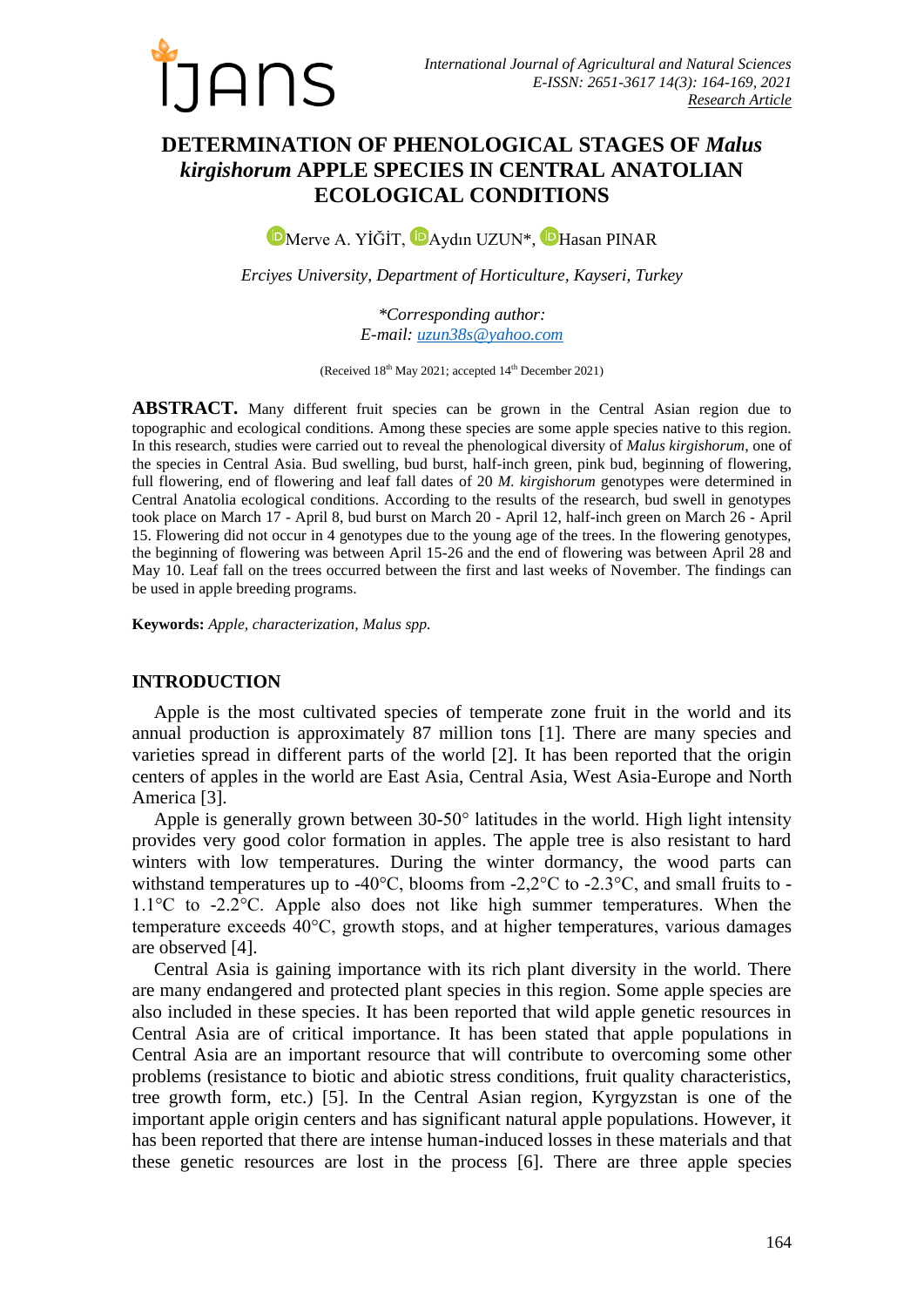# DETERMINATION OF PHENOLOGICAL STAGES OF *Malus kirgishorum* APPLE SPECIES IN CENTRAL ANATOLIAN ECOLOGICAL CONDITIONS

Merve A. YİĞİT, Aydın UZUN*, Hasan PINAR

*Erciyes University, Department of Horticulture, Kayseri, Turkey*

*\*Corresponding author:*
*E-mail: uzun38s@yahoo.com*

(Received 18th May 2021; accepted 14th December 2021)

**ABSTRACT.** Many different fruit species can be grown in the Central Asian region due to topographic and ecological conditions. Among these species are some apple species native to this region. In this research, studies were carried out to reveal the phenological diversity of *Malus kirgishorum*, one of the species in Central Asia. Bud swelling, bud burst, half-inch green, pink bud, beginning of flowering, full flowering, end of flowering and leaf fall dates of 20 *M. kirgishorum* genotypes were determined in Central Anatolia ecological conditions. According to the results of the research, bud swell in genotypes took place on March 17 - April 8, bud burst on March 20 - April 12, half-inch green on March 26 - April 15. Flowering did not occur in 4 genotypes due to the young age of the trees. In the flowering genotypes, the beginning of flowering was between April 15-26 and the end of flowering was between April 28 and May 10. Leaf fall on the trees occurred between the first and last weeks of November. The findings can be used in apple breeding programs.

**Keywords:** *Apple, characterization, Malus spp.*

## INTRODUCTION

Apple is the most cultivated species of temperate zone fruit in the world and its annual production is approximately 87 million tons [1]. There are many species and varieties spread in different parts of the world [2]. It has been reported that the origin centers of apples in the world are East Asia, Central Asia, West Asia-Europe and North America [3].

Apple is generally grown between 30-50° latitudes in the world. High light intensity provides very good color formation in apples. The apple tree is also resistant to hard winters with low temperatures. During the winter dormancy, the wood parts can withstand temperatures up to -40°C, blooms from -2,2°C to -2.3°C, and small fruits to -1.1°C to -2.2°C. Apple also does not like high summer temperatures. When the temperature exceeds 40°C, growth stops, and at higher temperatures, various damages are observed [4].

Central Asia is gaining importance with its rich plant diversity in the world. There are many endangered and protected plant species in this region. Some apple species are also included in these species. It has been reported that wild apple genetic resources in Central Asia are of critical importance. It has been stated that apple populations in Central Asia are an important resource that will contribute to overcoming some other problems (resistance to biotic and abiotic stress conditions, fruit quality characteristics, tree growth form, etc.) [5]. In the Central Asian region, Kyrgyzstan is one of the important apple origin centers and has significant natural apple populations. However, it has been reported that there are intense human-induced losses in these materials and that these genetic resources are lost in the process [6]. There are three apple species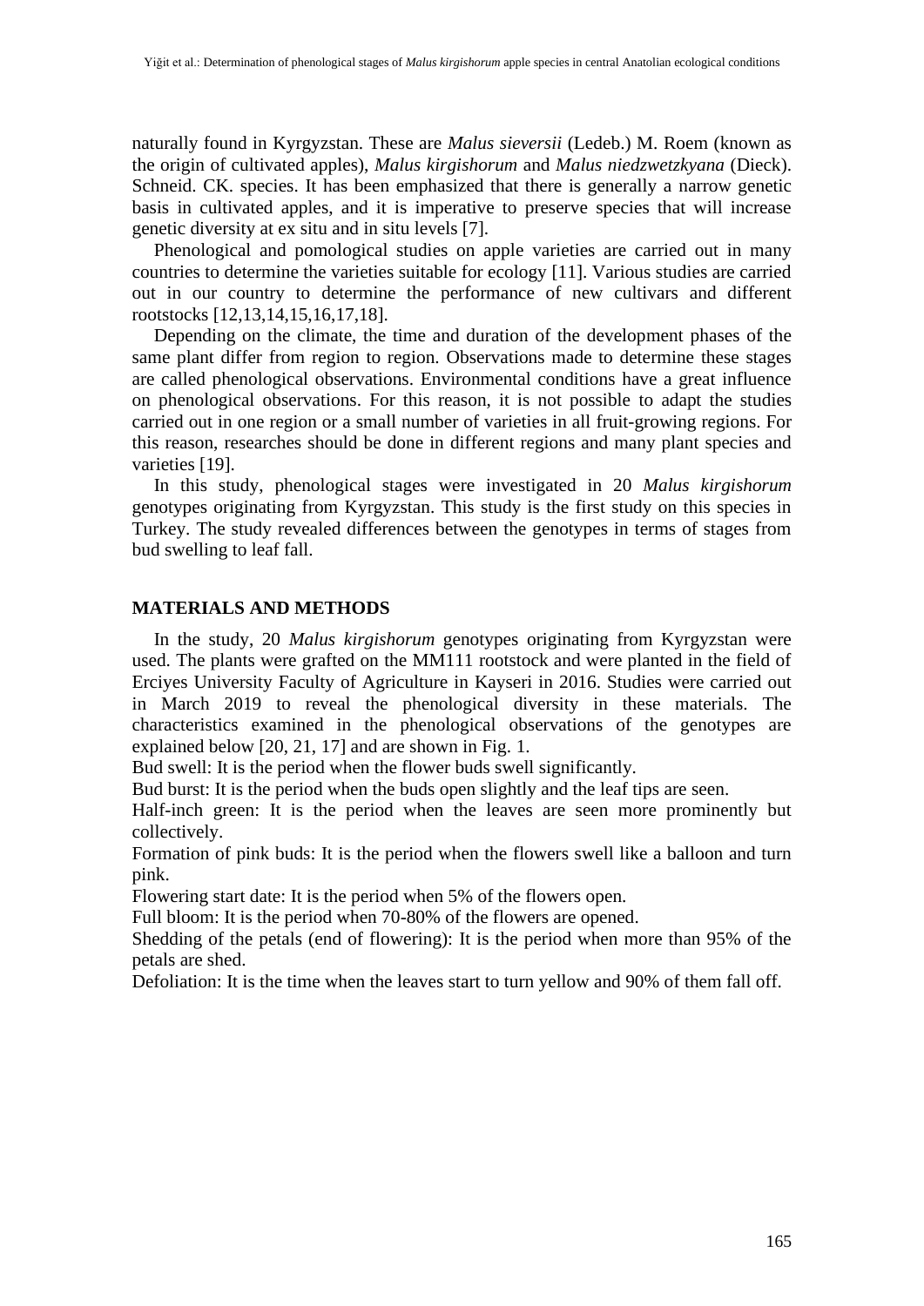naturally found in Kyrgyzstan. These are *Malus sieversii* (Ledeb.) M. Roem (known as the origin of cultivated apples), *Malus kirgishorum* and *Malus niedzwetzkyana* (Dieck). Schneid. CK. species. It has been emphasized that there is generally a narrow genetic basis in cultivated apples, and it is imperative to preserve species that will increase genetic diversity at ex situ and in situ levels [7].

Phenological and pomological studies on apple varieties are carried out in many countries to determine the varieties suitable for ecology [11]. Various studies are carried out in our country to determine the performance of new cultivars and different rootstocks [12,13,14,15,16,17,18].

Depending on the climate, the time and duration of the development phases of the same plant differ from region to region. Observations made to determine these stages are called phenological observations. Environmental conditions have a great influence on phenological observations. For this reason, it is not possible to adapt the studies carried out in one region or a small number of varieties in all fruit-growing regions. For this reason, researches should be done in different regions and many plant species and varieties [19].

In this study, phenological stages were investigated in 20 *Malus kirgishorum* genotypes originating from Kyrgyzstan. This study is the first study on this species in Turkey. The study revealed differences between the genotypes in terms of stages from bud swelling to leaf fall.

## MATERIALS AND METHODS

In the study, 20 *Malus kirgishorum* genotypes originating from Kyrgyzstan were used. The plants were grafted on the MM111 rootstock and were planted in the field of Erciyes University Faculty of Agriculture in Kayseri in 2016. Studies were carried out in March 2019 to reveal the phenological diversity in these materials. The characteristics examined in the phenological observations of the genotypes are explained below [20, 21, 17] and are shown in Fig. 1.

Bud swell: It is the period when the flower buds swell significantly.

Bud burst: It is the period when the buds open slightly and the leaf tips are seen.

Half-inch green: It is the period when the leaves are seen more prominently but collectively.

Formation of pink buds: It is the period when the flowers swell like a balloon and turn pink.

Flowering start date: It is the period when 5% of the flowers open.

Full bloom: It is the period when 70-80% of the flowers are opened.

Shedding of the petals (end of flowering): It is the period when more than 95% of the petals are shed.

Defoliation: It is the time when the leaves start to turn yellow and 90% of them fall off.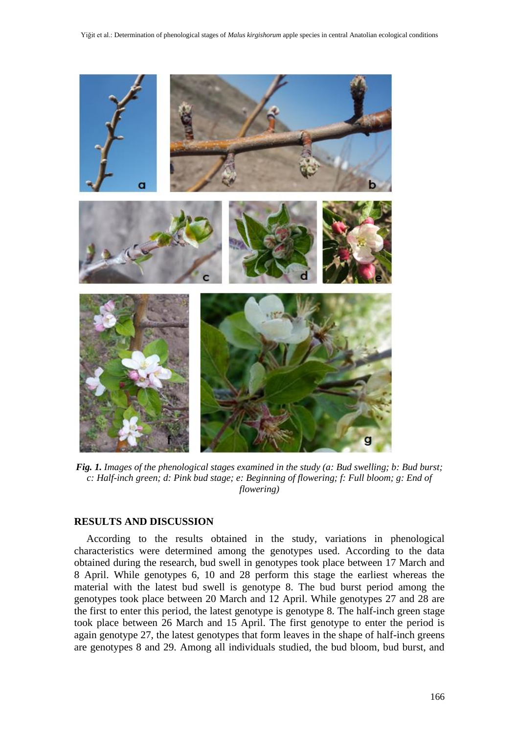*Fig. 1. Images of the phenological stages examined in the study (a: Bud swelling; b: Bud burst; c: Half-inch green; d: Pink bud stage; e: Beginning of flowering; f: Full bloom; g: End of flowering)*

## RESULTS AND DISCUSSION

According to the results obtained in the study, variations in phenological characteristics were determined among the genotypes used. According to the data obtained during the research, bud swell in genotypes took place between 17 March and 8 April. While genotypes 6, 10 and 28 perform this stage the earliest whereas the material with the latest bud swell is genotype 8. The bud burst period among the genotypes took place between 20 March and 12 April. While genotypes 27 and 28 are the first to enter this period, the latest genotype is genotype 8. The half-inch green stage took place between 26 March and 15 April. The first genotype to enter the period is again genotype 27, the latest genotypes that form leaves in the shape of half-inch greens are genotypes 8 and 29. Among all individuals studied, the bud bloom, bud burst, and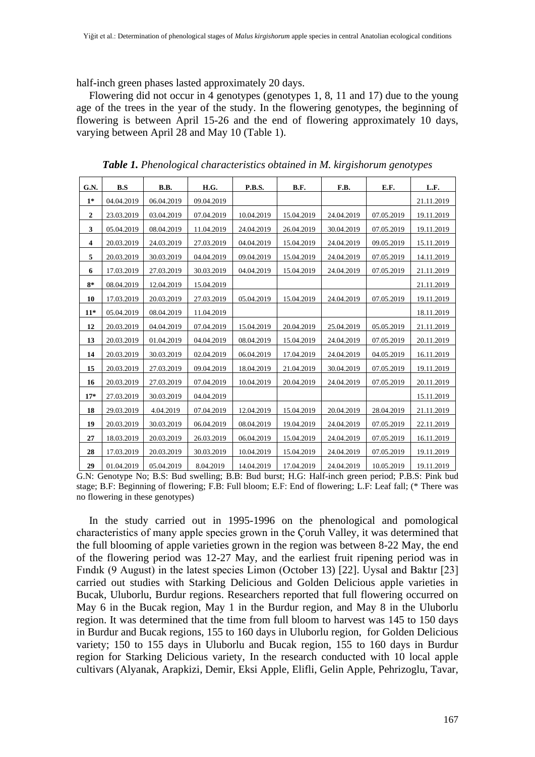half-inch green phases lasted approximately 20 days.

Flowering did not occur in 4 genotypes (genotypes 1, 8, 11 and 17) due to the young age of the trees in the year of the study. In the flowering genotypes, the beginning of flowering is between April 15-26 and the end of flowering approximately 10 days, varying between April 28 and May 10 (Table 1).

***Table 1.*** *Phenological characteristics obtained in M. kirgishorum genotypes*

| G.N. | B.S | B.B. | H.G. | P.B.S. | B.F. | F.B. | E.F. | L.F. |
|---|---|---|---|---|---|---|---|---|
| 1* | 04.04.2019 | 06.04.2019 | 09.04.2019 | | | | | 21.11.2019 |
| 2 | 23.03.2019 | 03.04.2019 | 07.04.2019 | 10.04.2019 | 15.04.2019 | 24.04.2019 | 07.05.2019 | 19.11.2019 |
| 3 | 05.04.2019 | 08.04.2019 | 11.04.2019 | 24.04.2019 | 26.04.2019 | 30.04.2019 | 07.05.2019 | 19.11.2019 |
| 4 | 20.03.2019 | 24.03.2019 | 27.03.2019 | 04.04.2019 | 15.04.2019 | 24.04.2019 | 09.05.2019 | 15.11.2019 |
| 5 | 20.03.2019 | 30.03.2019 | 04.04.2019 | 09.04.2019 | 15.04.2019 | 24.04.2019 | 07.05.2019 | 14.11.2019 |
| 6 | 17.03.2019 | 27.03.2019 | 30.03.2019 | 04.04.2019 | 15.04.2019 | 24.04.2019 | 07.05.2019 | 21.11.2019 |
| 8* | 08.04.2019 | 12.04.2019 | 15.04.2019 | | | | | 21.11.2019 |
| 10 | 17.03.2019 | 20.03.2019 | 27.03.2019 | 05.04.2019 | 15.04.2019 | 24.04.2019 | 07.05.2019 | 19.11.2019 |
| 11* | 05.04.2019 | 08.04.2019 | 11.04.2019 | | | | | 18.11.2019 |
| 12 | 20.03.2019 | 04.04.2019 | 07.04.2019 | 15.04.2019 | 20.04.2019 | 25.04.2019 | 05.05.2019 | 21.11.2019 |
| 13 | 20.03.2019 | 01.04.2019 | 04.04.2019 | 08.04.2019 | 15.04.2019 | 24.04.2019 | 07.05.2019 | 20.11.2019 |
| 14 | 20.03.2019 | 30.03.2019 | 02.04.2019 | 06.04.2019 | 17.04.2019 | 24.04.2019 | 04.05.2019 | 16.11.2019 |
| 15 | 20.03.2019 | 27.03.2019 | 09.04.2019 | 18.04.2019 | 21.04.2019 | 30.04.2019 | 07.05.2019 | 19.11.2019 |
| 16 | 20.03.2019 | 27.03.2019 | 07.04.2019 | 10.04.2019 | 20.04.2019 | 24.04.2019 | 07.05.2019 | 20.11.2019 |
| 17* | 27.03.2019 | 30.03.2019 | 04.04.2019 | | | | | 15.11.2019 |
| 18 | 29.03.2019 | 4.04.2019 | 07.04.2019 | 12.04.2019 | 15.04.2019 | 20.04.2019 | 28.04.2019 | 21.11.2019 |
| 19 | 20.03.2019 | 30.03.2019 | 06.04.2019 | 08.04.2019 | 19.04.2019 | 24.04.2019 | 07.05.2019 | 22.11.2019 |
| 27 | 18.03.2019 | 20.03.2019 | 26.03.2019 | 06.04.2019 | 15.04.2019 | 24.04.2019 | 07.05.2019 | 16.11.2019 |
| 28 | 17.03.2019 | 20.03.2019 | 30.03.2019 | 10.04.2019 | 15.04.2019 | 24.04.2019 | 07.05.2019 | 19.11.2019 |
| 29 | 01.04.2019 | 05.04.2019 | 8.04.2019 | 14.04.2019 | 17.04.2019 | 24.04.2019 | 10.05.2019 | 19.11.2019 |

G.N: Genotype No; B.S: Bud swelling; B.B: Bud burst; H.G: Half-inch green period; P.B.S: Pink bud stage; B.F: Beginning of flowering; F.B: Full bloom; E.F: End of flowering; L.F: Leaf fall; (* There was no flowering in these genotypes)

In the study carried out in 1995-1996 on the phenological and pomological characteristics of many apple species grown in the Çoruh Valley, it was determined that the full blooming of apple varieties grown in the region was between 8-22 May, the end of the flowering period was 12-27 May, and the earliest fruit ripening period was in Fındık (9 August) in the latest species Limon (October 13) [22]. Uysal and Baktır [23] carried out studies with Starking Delicious and Golden Delicious apple varieties in Bucak, Uluborlu, Burdur regions. Researchers reported that full flowering occurred on May 6 in the Bucak region, May 1 in the Burdur region, and May 8 in the Uluborlu region. It was determined that the time from full bloom to harvest was 145 to 150 days in Burdur and Bucak regions, 155 to 160 days in Uluborlu region, for Golden Delicious variety; 150 to 155 days in Uluborlu and Bucak region, 155 to 160 days in Burdur region for Starking Delicious variety, In the research conducted with 10 local apple cultivars (Alyanak, Arapkizi, Demir, Eksi Apple, Elifli, Gelin Apple, Pehrizoglu, Tavar,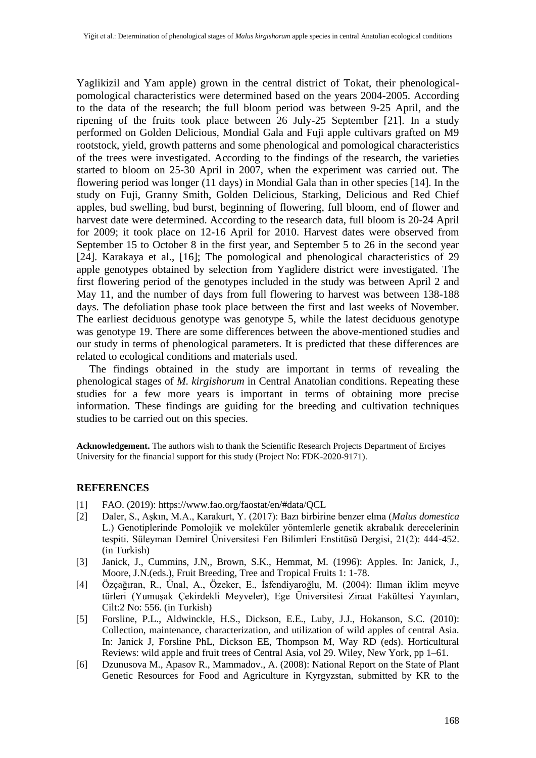Yaglikizil and Yam apple) grown in the central district of Tokat, their phenological-pomological characteristics were determined based on the years 2004-2005. According to the data of the research; the full bloom period was between 9-25 April, and the ripening of the fruits took place between 26 July-25 September [21]. In a study performed on Golden Delicious, Mondial Gala and Fuji apple cultivars grafted on M9 rootstock, yield, growth patterns and some phenological and pomological characteristics of the trees were investigated. According to the findings of the research, the varieties started to bloom on 25-30 April in 2007, when the experiment was carried out. The flowering period was longer (11 days) in Mondial Gala than in other species [14]. In the study on Fuji, Granny Smith, Golden Delicious, Starking, Delicious and Red Chief apples, bud swelling, bud burst, beginning of flowering, full bloom, end of flower and harvest date were determined. According to the research data, full bloom is 20-24 April for 2009; it took place on 12-16 April for 2010. Harvest dates were observed from September 15 to October 8 in the first year, and September 5 to 26 in the second year [24]. Karakaya et al., [16]; The pomological and phenological characteristics of 29 apple genotypes obtained by selection from Yaglidere district were investigated. The first flowering period of the genotypes included in the study was between April 2 and May 11, and the number of days from full flowering to harvest was between 138-188 days. The defoliation phase took place between the first and last weeks of November. The earliest deciduous genotype was genotype 5, while the latest deciduous genotype was genotype 19. There are some differences between the above-mentioned studies and our study in terms of phenological parameters. It is predicted that these differences are related to ecological conditions and materials used.

The findings obtained in the study are important in terms of revealing the phenological stages of *M. kirgishorum* in Central Anatolian conditions. Repeating these studies for a few more years is important in terms of obtaining more precise information. These findings are guiding for the breeding and cultivation techniques studies to be carried out on this species.

**Acknowledgement.** The authors wish to thank the Scientific Research Projects Department of Erciyes University for the financial support for this study (Project No: FDK-2020-9171).

## REFERENCES

[1] FAO. (2019): https://www.fao.org/faostat/en/#data/QCL

[2] Daler, S., Aşkın, M.A., Karakurt, Y. (2017): Bazı birbirine benzer elma (*Malus domestica* L.) Genotiplerinde Pomolojik ve moleküler yöntemlerle genetik akrabalık derecelerinin tespiti. Süleyman Demirel Üniversitesi Fen Bilimleri Enstitüsü Dergisi, 21(2): 444-452. (in Turkish)

[3] Janick, J., Cummins, J.N,, Brown, S.K., Hemmat, M. (1996): Apples. In: Janick, J., Moore, J.N.(eds.), Fruit Breeding, Tree and Tropical Fruits 1: 1-78.

[4] Özçağıran, R., Ünal, A., Özeker, E., İsfendiyaroğlu, M. (2004): Ilıman iklim meyve türleri (Yumuşak Çekirdekli Meyveler), Ege Üniversitesi Ziraat Fakültesi Yayınları, Cilt:2 No: 556. (in Turkish)

[5] Forsline, P.L., Aldwinckle, H.S., Dickson, E.E., Luby, J.J., Hokanson, S.C. (2010): Collection, maintenance, characterization, and utilization of wild apples of central Asia. In: Janick J, Forsline PhL, Dickson EE, Thompson M, Way RD (eds). Horticultural Reviews: wild apple and fruit trees of Central Asia, vol 29. Wiley, New York, pp 1–61.

[6] Dzunusova M., Apasov R., Mammadov., A. (2008): National Report on the State of Plant Genetic Resources for Food and Agriculture in Kyrgyzstan, submitted by KR to the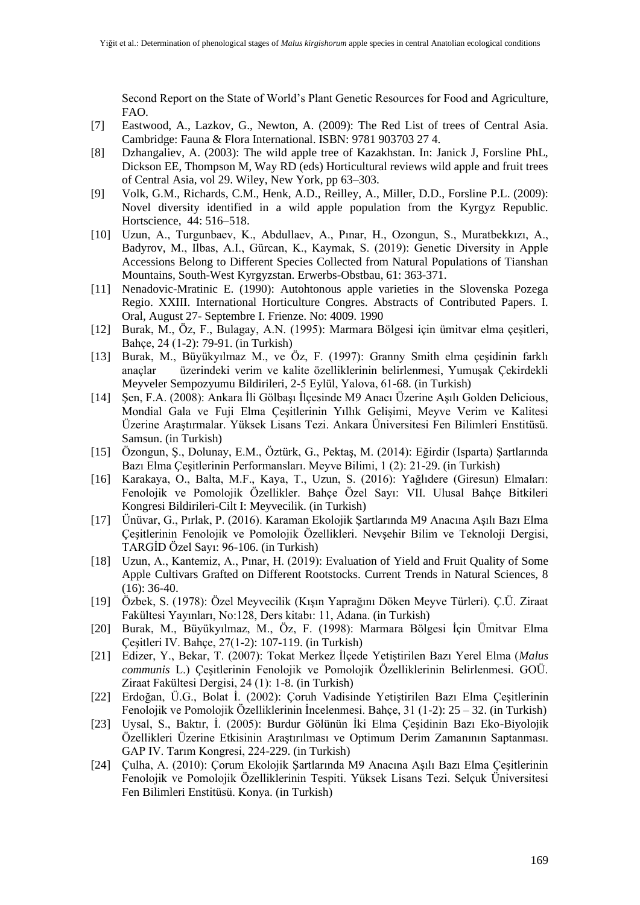Second Report on the State of World's Plant Genetic Resources for Food and Agriculture, FAO.

[7] Eastwood, A., Lazkov, G., Newton, A. (2009): The Red List of trees of Central Asia. Cambridge: Fauna & Flora International. ISBN: 9781 903703 27 4.

[8] Dzhangaliev, A. (2003): The wild apple tree of Kazakhstan. In: Janick J, Forsline PhL, Dickson EE, Thompson M, Way RD (eds) Horticultural reviews wild apple and fruit trees of Central Asia, vol 29. Wiley, New York, pp 63–303.

[9] Volk, G.M., Richards, C.M., Henk, A.D., Reilley, A., Miller, D.D., Forsline P.L. (2009): Novel diversity identified in a wild apple population from the Kyrgyz Republic. Hortscience, 44: 516–518.

[10] Uzun, A., Turgunbaev, K., Abdullaev, A., Pınar, H., Ozongun, S., Muratbekkızı, A., Badyrov, M., Ilbas, A.I., Gürcan, K., Kaymak, S. (2019): Genetic Diversity in Apple Accessions Belong to Different Species Collected from Natural Populations of Tianshan Mountains, South-West Kyrgyzstan. Erwerbs-Obstbau, 61: 363-371.

[11] Nenadovic-Mratinic E. (1990): Autohtonous apple varieties in the Slovenska Pozega Regio. XXIII. International Horticulture Congres. Abstracts of Contributed Papers. I. Oral, August 27- Septembre I. Frienze. No: 4009. 1990

[12] Burak, M., Öz, F., Bulagay, A.N. (1995): Marmara Bölgesi için ümitvar elma çeşitleri, Bahçe, 24 (1-2): 79-91. (in Turkish)

[13] Burak, M., Büyükyılmaz M., ve Öz, F. (1997): Granny Smith elma çeşidinin farklı anaçlar üzerindeki verim ve kalite özelliklerinin belirlenmesi, Yumuşak Çekirdekli Meyveler Sempozyumu Bildirileri, 2-5 Eylül, Yalova, 61-68. (in Turkish)

[14] Şen, F.A. (2008): Ankara İli Gölbaşı İlçesinde M9 Anacı Üzerine Aşılı Golden Delicious, Mondial Gala ve Fuji Elma Çeşitlerinin Yıllık Gelişimi, Meyve Verim ve Kalitesi Üzerine Araştırmalar. Yüksek Lisans Tezi. Ankara Üniversitesi Fen Bilimleri Enstitüsü. Samsun. (in Turkish)

[15] Özongun, Ş., Dolunay, E.M., Öztürk, G., Pektaş, M. (2014): Eğirdir (Isparta) Şartlarında Bazı Elma Çeşitlerinin Performansları. Meyve Bilimi, 1 (2): 21-29. (in Turkish)

[16] Karakaya, O., Balta, M.F., Kaya, T., Uzun, S. (2016): Yağlıdere (Giresun) Elmaları: Fenolojik ve Pomolojik Özellikler. Bahçe Özel Sayı: VII. Ulusal Bahçe Bitkileri Kongresi Bildirileri-Cilt I: Meyvecilik. (in Turkish)

[17] Ünüvar, G., Pırlak, P. (2016). Karaman Ekolojik Şartlarında M9 Anacına Aşılı Bazı Elma Çeşitlerinin Fenolojik ve Pomolojik Özellikleri. Nevşehir Bilim ve Teknoloji Dergisi, TARGİD Özel Sayı: 96-106. (in Turkish)

[18] Uzun, A., Kantemiz, A., Pınar, H. (2019): Evaluation of Yield and Fruit Quality of Some Apple Cultivars Grafted on Different Rootstocks. Current Trends in Natural Sciences, 8 (16): 36-40.

[19] Özbek, S. (1978): Özel Meyvecilik (Kışın Yaprağını Döken Meyve Türleri). Ç.Ü. Ziraat Fakültesi Yayınları, No:128, Ders kitabı: 11, Adana. (in Turkish)

[20] Burak, M., Büyükyılmaz, M., Öz, F. (1998): Marmara Bölgesi İçin Ümitvar Elma Çeşitleri IV. Bahçe, 27(1-2): 107-119. (in Turkish)

[21] Edizer, Y., Bekar, T. (2007): Tokat Merkez İlçede Yetiştirilen Bazı Yerel Elma (*Malus communis* L.) Çeşitlerinin Fenolojik ve Pomolojik Özelliklerinin Belirlenmesi. GOÜ. Ziraat Fakültesi Dergisi, 24 (1): 1-8. (in Turkish)

[22] Erdoğan, Ü.G., Bolat İ. (2002): Çoruh Vadisinde Yetiştirilen Bazı Elma Çeşitlerinin Fenolojik ve Pomolojik Özelliklerinin İncelenmesi. Bahçe, 31 (1-2): 25 – 32. (in Turkish)

[23] Uysal, S., Baktır, İ. (2005): Burdur Gölünün İki Elma Çeşidinin Bazı Eko-Biyolojik Özellikleri Üzerine Etkisinin Araştırılması ve Optimum Derim Zamanının Saptanması. GAP IV. Tarım Kongresi, 224-229. (in Turkish)

[24] Çulha, A. (2010): Çorum Ekolojik Şartlarında M9 Anacına Aşılı Bazı Elma Çeşitlerinin Fenolojik ve Pomolojik Özelliklerinin Tespiti. Yüksek Lisans Tezi. Selçuk Üniversitesi Fen Bilimleri Enstitüsü. Konya. (in Turkish)